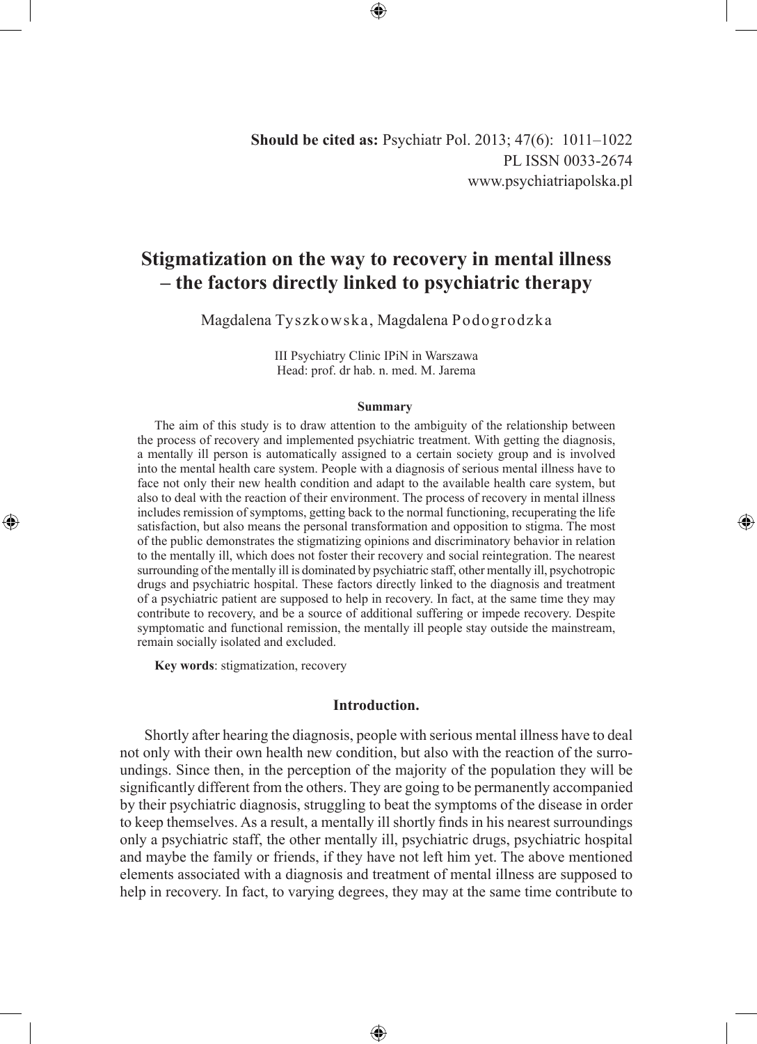**Should be cited as:** Psychiatr Pol. 2013; 47(6): 1011–1022
PL ISSN 0033-2674
www.psychiatriapolska.pl

# Stigmatization on the way to recovery in mental illness – the factors directly linked to psychiatric therapy

Magdalena Tyszkowska, Magdalena Podogrodzka

III Psychiatry Clinic IPiN in Warszawa
Head: prof. dr hab. n. med. M. Jarema

### Summary

The aim of this study is to draw attention to the ambiguity of the relationship between the process of recovery and implemented psychiatric treatment. With getting the diagnosis, a mentally ill person is automatically assigned to a certain society group and is involved into the mental health care system. People with a diagnosis of serious mental illness have to face not only their new health condition and adapt to the available health care system, but also to deal with the reaction of their environment. The process of recovery in mental illness includes remission of symptoms, getting back to the normal functioning, recuperating the life satisfaction, but also means the personal transformation and opposition to stigma. The most of the public demonstrates the stigmatizing opinions and discriminatory behavior in relation to the mentally ill, which does not foster their recovery and social reintegration. The nearest surrounding of the mentally ill is dominated by psychiatric staff, other mentally ill, psychotropic drugs and psychiatric hospital. These factors directly linked to the diagnosis and treatment of a psychiatric patient are supposed to help in recovery. In fact, at the same time they may contribute to recovery, and be a source of additional suffering or impede recovery. Despite symptomatic and functional remission, the mentally ill people stay outside the mainstream, remain socially isolated and excluded.

**Key words**: stigmatization, recovery

## Introduction.

Shortly after hearing the diagnosis, people with serious mental illness have to deal not only with their own health new condition, but also with the reaction of the surroundings. Since then, in the perception of the majority of the population they will be significantly different from the others. They are going to be permanently accompanied by their psychiatric diagnosis, struggling to beat the symptoms of the disease in order to keep themselves. As a result, a mentally ill shortly finds in his nearest surroundings only a psychiatric staff, the other mentally ill, psychiatric drugs, psychiatric hospital and maybe the family or friends, if they have not left him yet. The above mentioned elements associated with a diagnosis and treatment of mental illness are supposed to help in recovery. In fact, to varying degrees, they may at the same time contribute to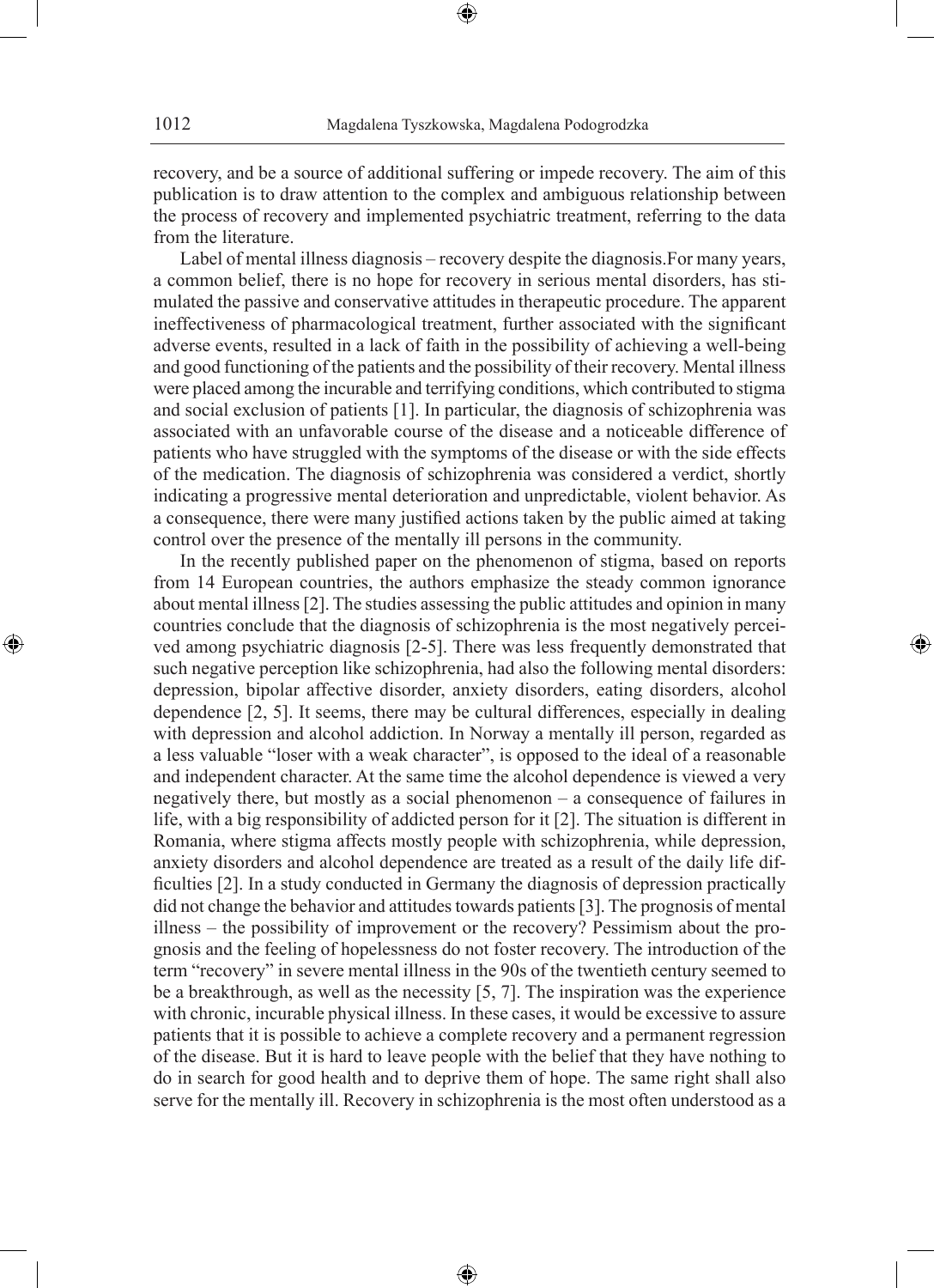recovery, and be a source of additional suffering or impede recovery. The aim of this publication is to draw attention to the complex and ambiguous relationship between the process of recovery and implemented psychiatric treatment, referring to the data from the literature.

Label of mental illness diagnosis – recovery despite the diagnosis.For many years, a common belief, there is no hope for recovery in serious mental disorders, has stimulated the passive and conservative attitudes in therapeutic procedure. The apparent ineffectiveness of pharmacological treatment, further associated with the significant adverse events, resulted in a lack of faith in the possibility of achieving a well-being and good functioning of the patients and the possibility of their recovery. Mental illness were placed among the incurable and terrifying conditions, which contributed to stigma and social exclusion of patients [1]. In particular, the diagnosis of schizophrenia was associated with an unfavorable course of the disease and a noticeable difference of patients who have struggled with the symptoms of the disease or with the side effects of the medication. The diagnosis of schizophrenia was considered a verdict, shortly indicating a progressive mental deterioration and unpredictable, violent behavior. As a consequence, there were many justified actions taken by the public aimed at taking control over the presence of the mentally ill persons in the community.

In the recently published paper on the phenomenon of stigma, based on reports from 14 European countries, the authors emphasize the steady common ignorance about mental illness [2]. The studies assessing the public attitudes and opinion in many countries conclude that the diagnosis of schizophrenia is the most negatively perceived among psychiatric diagnosis [2-5]. There was less frequently demonstrated that such negative perception like schizophrenia, had also the following mental disorders: depression, bipolar affective disorder, anxiety disorders, eating disorders, alcohol dependence [2, 5]. It seems, there may be cultural differences, especially in dealing with depression and alcohol addiction. In Norway a mentally ill person, regarded as a less valuable "loser with a weak character", is opposed to the ideal of a reasonable and independent character. At the same time the alcohol dependence is viewed a very negatively there, but mostly as a social phenomenon – a consequence of failures in life, with a big responsibility of addicted person for it [2]. The situation is different in Romania, where stigma affects mostly people with schizophrenia, while depression, anxiety disorders and alcohol dependence are treated as a result of the daily life difficulties [2]. In a study conducted in Germany the diagnosis of depression practically did not change the behavior and attitudes towards patients [3]. The prognosis of mental illness – the possibility of improvement or the recovery? Pessimism about the prognosis and the feeling of hopelessness do not foster recovery. The introduction of the term "recovery" in severe mental illness in the 90s of the twentieth century seemed to be a breakthrough, as well as the necessity [5, 7]. The inspiration was the experience with chronic, incurable physical illness. In these cases, it would be excessive to assure patients that it is possible to achieve a complete recovery and a permanent regression of the disease. But it is hard to leave people with the belief that they have nothing to do in search for good health and to deprive them of hope. The same right shall also serve for the mentally ill. Recovery in schizophrenia is the most often understood as a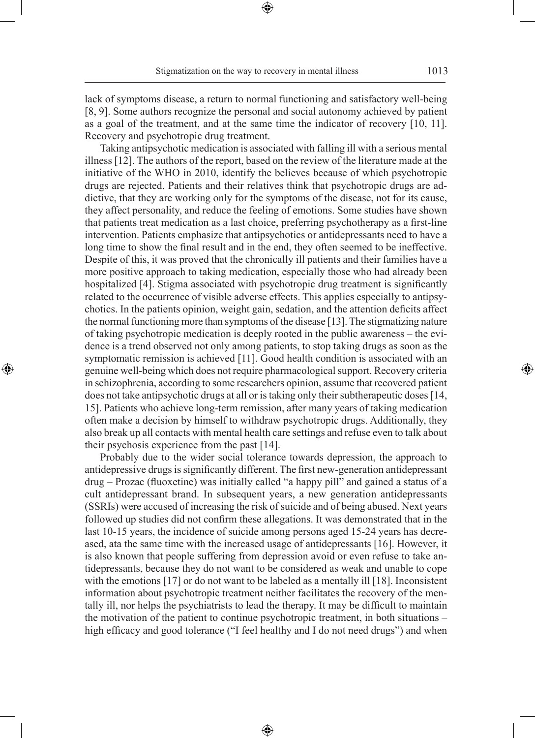lack of symptoms disease, a return to normal functioning and satisfactory well-being [8, 9]. Some authors recognize the personal and social autonomy achieved by patient as a goal of the treatment, and at the same time the indicator of recovery [10, 11]. Recovery and psychotropic drug treatment.

Taking antipsychotic medication is associated with falling ill with a serious mental illness [12]. The authors of the report, based on the review of the literature made at the initiative of the WHO in 2010, identify the believes because of which psychotropic drugs are rejected. Patients and their relatives think that psychotropic drugs are addictive, that they are working only for the symptoms of the disease, not for its cause, they affect personality, and reduce the feeling of emotions. Some studies have shown that patients treat medication as a last choice, preferring psychotherapy as a first-line intervention. Patients emphasize that antipsychotics or antidepressants need to have a long time to show the final result and in the end, they often seemed to be ineffective. Despite of this, it was proved that the chronically ill patients and their families have a more positive approach to taking medication, especially those who had already been hospitalized [4]. Stigma associated with psychotropic drug treatment is significantly related to the occurrence of visible adverse effects. This applies especially to antipsychotics. In the patients opinion, weight gain, sedation, and the attention deficits affect the normal functioning more than symptoms of the disease [13]. The stigmatizing nature of taking psychotropic medication is deeply rooted in the public awareness – the evidence is a trend observed not only among patients, to stop taking drugs as soon as the symptomatic remission is achieved [11]. Good health condition is associated with an genuine well-being which does not require pharmacological support. Recovery criteria in schizophrenia, according to some researchers opinion, assume that recovered patient does not take antipsychotic drugs at all or is taking only their subtherapeutic doses [14, 15]. Patients who achieve long-term remission, after many years of taking medication often make a decision by himself to withdraw psychotropic drugs. Additionally, they also break up all contacts with mental health care settings and refuse even to talk about their psychosis experience from the past [14].

Probably due to the wider social tolerance towards depression, the approach to antidepressive drugs is significantly different. The first new-generation antidepressant drug – Prozac (fluoxetine) was initially called "a happy pill" and gained a status of a cult antidepressant brand. In subsequent years, a new generation antidepressants (SSRIs) were accused of increasing the risk of suicide and of being abused. Next years followed up studies did not confirm these allegations. It was demonstrated that in the last 10-15 years, the incidence of suicide among persons aged 15-24 years has decreased, ata the same time with the increased usage of antidepressants [16]. However, it is also known that people suffering from depression avoid or even refuse to take antidepressants, because they do not want to be considered as weak and unable to cope with the emotions [17] or do not want to be labeled as a mentally ill [18]. Inconsistent information about psychotropic treatment neither facilitates the recovery of the mentally ill, nor helps the psychiatrists to lead the therapy. It may be difficult to maintain the motivation of the patient to continue psychotropic treatment, in both situations – high efficacy and good tolerance ("I feel healthy and I do not need drugs") and when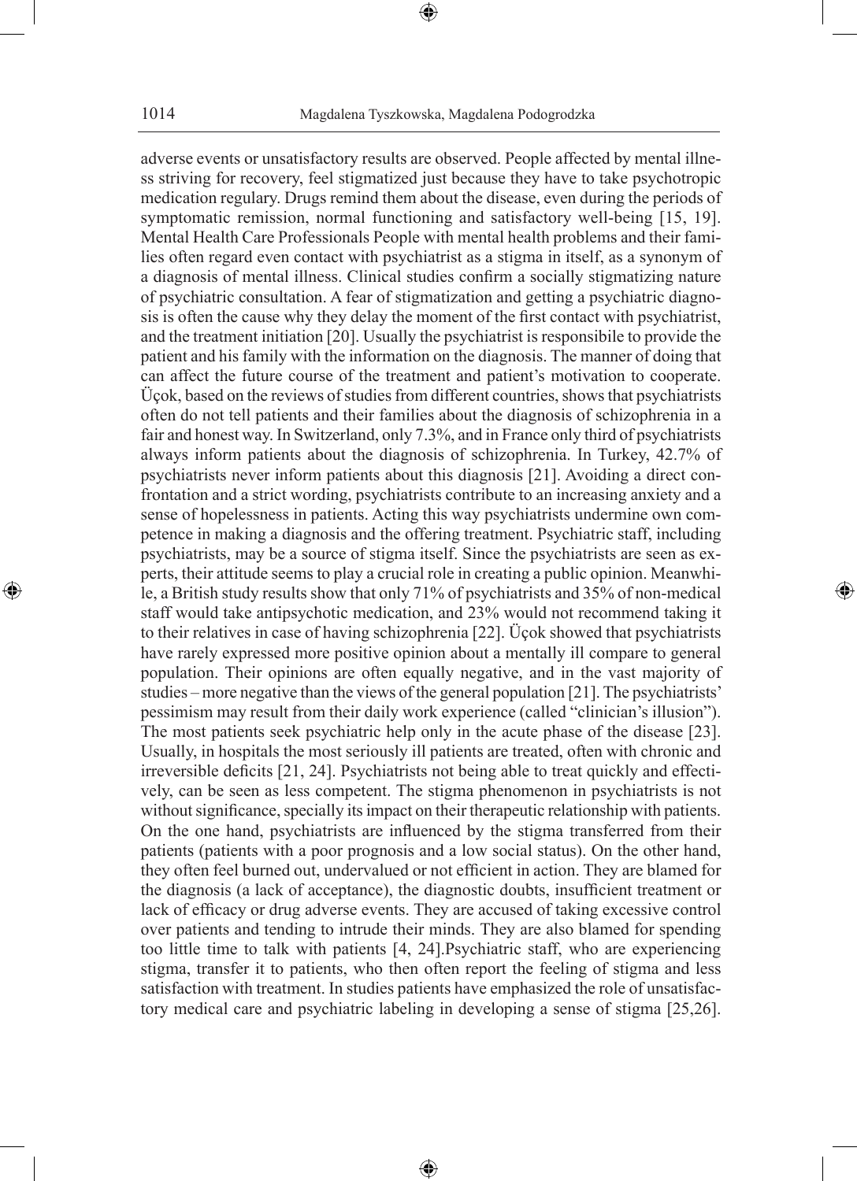adverse events or unsatisfactory results are observed. People affected by mental illness striving for recovery, feel stigmatized just because they have to take psychotropic medication regulary. Drugs remind them about the disease, even during the periods of symptomatic remission, normal functioning and satisfactory well-being [15, 19].

Mental Health Care Professionals People with mental health problems and their families often regard even contact with psychiatrist as a stigma in itself, as a synonym of a diagnosis of mental illness. Clinical studies confirm a socially stigmatizing nature of psychiatric consultation. A fear of stigmatization and getting a psychiatric diagnosis is often the cause why they delay the moment of the first contact with psychiatrist, and the treatment initiation [20]. Usually the psychiatrist is responsibile to provide the patient and his family with the information on the diagnosis. The manner of doing that can affect the future course of the treatment and patient's motivation to cooperate. Üçok, based on the reviews of studies from different countries, shows that psychiatrists often do not tell patients and their families about the diagnosis of schizophrenia in a fair and honest way. In Switzerland, only 7.3%, and in France only third of psychiatrists always inform patients about the diagnosis of schizophrenia. In Turkey, 42.7% of psychiatrists never inform patients about this diagnosis [21]. Avoiding a direct confrontation and a strict wording, psychiatrists contribute to an increasing anxiety and a sense of hopelessness in patients. Acting this way psychiatrists undermine own competence in making a diagnosis and the offering treatment. Psychiatric staff, including psychiatrists, may be a source of stigma itself. Since the psychiatrists are seen as experts, their attitude seems to play a crucial role in creating a public opinion. Meanwhile, a British study results show that only 71% of psychiatrists and 35% of non-medical staff would take antipsychotic medication, and 23% would not recommend taking it to their relatives in case of having schizophrenia [22]. Üçok showed that psychiatrists have rarely expressed more positive opinion about a mentally ill compare to general population. Their opinions are often equally negative, and in the vast majority of studies – more negative than the views of the general population [21]. The psychiatrists' pessimism may result from their daily work experience (called "clinician's illusion"). The most patients seek psychiatric help only in the acute phase of the disease [23]. Usually, in hospitals the most seriously ill patients are treated, often with chronic and irreversible deficits [21, 24]. Psychiatrists not being able to treat quickly and effectively, can be seen as less competent. The stigma phenomenon in psychiatrists is not without significance, specially its impact on their therapeutic relationship with patients. On the one hand, psychiatrists are influenced by the stigma transferred from their patients (patients with a poor prognosis and a low social status). On the other hand, they often feel burned out, undervalued or not efficient in action. They are blamed for the diagnosis (a lack of acceptance), the diagnostic doubts, insufficient treatment or lack of efficacy or drug adverse events. They are accused of taking excessive control over patients and tending to intrude their minds. They are also blamed for spending too little time to talk with patients [4, 24].Psychiatric staff, who are experiencing stigma, transfer it to patients, who then often report the feeling of stigma and less satisfaction with treatment. In studies patients have emphasized the role of unsatisfactory medical care and psychiatric labeling in developing a sense of stigma [25,26].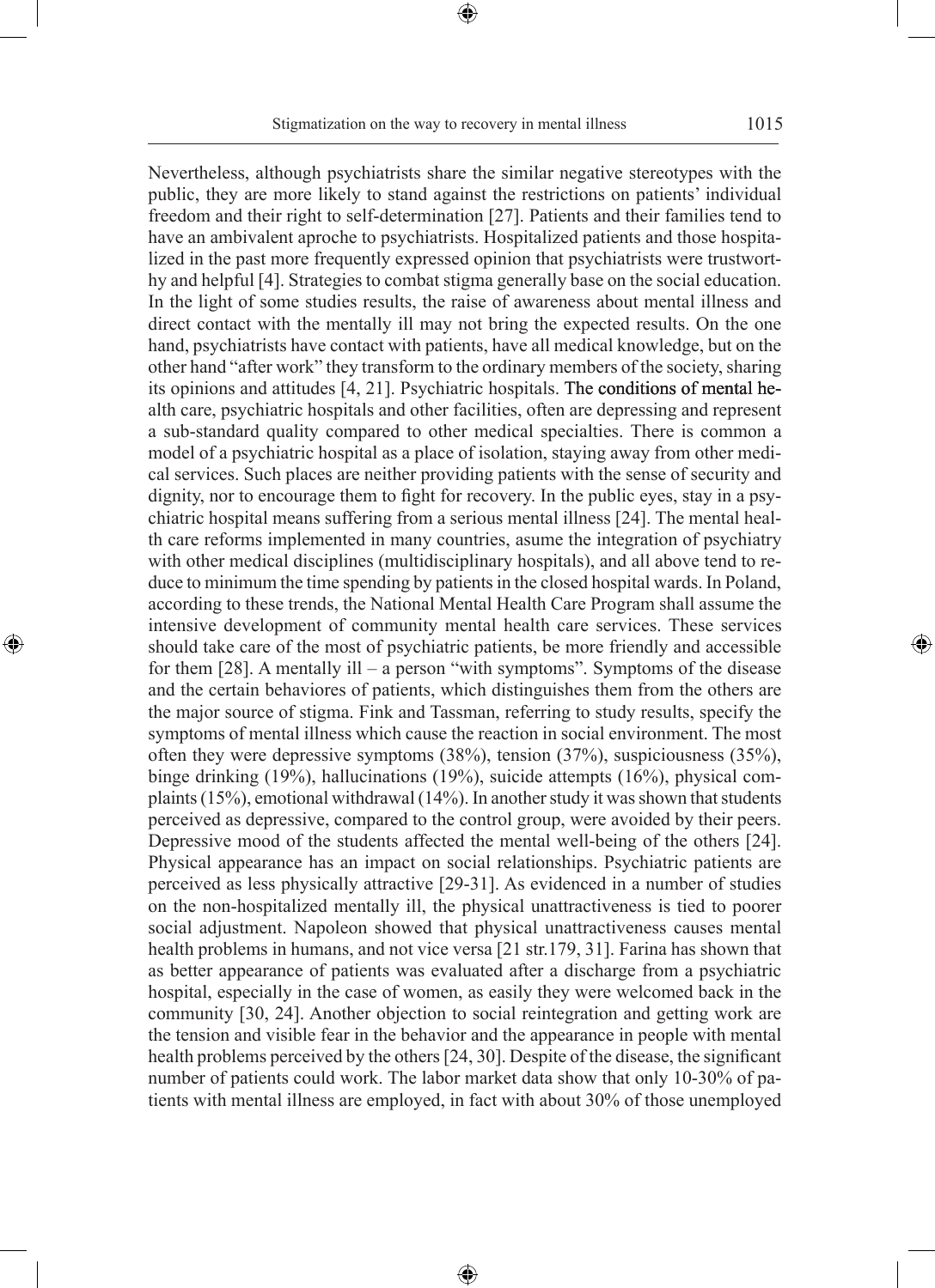Nevertheless, although psychiatrists share the similar negative stereotypes with the public, they are more likely to stand against the restrictions on patients' individual freedom and their right to self-determination [27]. Patients and their families tend to have an ambivalent aproche to psychiatrists. Hospitalized patients and those hospitalized in the past more frequently expressed opinion that psychiatrists were trustworthy and helpful [4]. Strategies to combat stigma generally base on the social education. In the light of some studies results, the raise of awareness about mental illness and direct contact with the mentally ill may not bring the expected results. On the one hand, psychiatrists have contact with patients, have all medical knowledge, but on the other hand "after work" they transform to the ordinary members of the society, sharing its opinions and attitudes [4, 21]. Psychiatric hospitals. The conditions of mental health care, psychiatric hospitals and other facilities, often are depressing and represent a sub-standard quality compared to other medical specialties. There is common a model of a psychiatric hospital as a place of isolation, staying away from other medical services. Such places are neither providing patients with the sense of security and dignity, nor to encourage them to fight for recovery. In the public eyes, stay in a psychiatric hospital means suffering from a serious mental illness [24]. The mental health care reforms implemented in many countries, asume the integration of psychiatry with other medical disciplines (multidisciplinary hospitals), and all above tend to reduce to minimum the time spending by patients in the closed hospital wards. In Poland, according to these trends, the National Mental Health Care Program shall assume the intensive development of community mental health care services. These services should take care of the most of psychiatric patients, be more friendly and accessible for them [28]. A mentally ill – a person "with symptoms". Symptoms of the disease and the certain behaviores of patients, which distinguishes them from the others are the major source of stigma. Fink and Tassman, referring to study results, specify the symptoms of mental illness which cause the reaction in social environment. The most often they were depressive symptoms (38%), tension (37%), suspiciousness (35%), binge drinking (19%), hallucinations (19%), suicide attempts (16%), physical complaints (15%), emotional withdrawal (14%). In another study it was shown that students perceived as depressive, compared to the control group, were avoided by their peers. Depressive mood of the students affected the mental well-being of the others [24]. Physical appearance has an impact on social relationships. Psychiatric patients are perceived as less physically attractive [29-31]. As evidenced in a number of studies on the non-hospitalized mentally ill, the physical unattractiveness is tied to poorer social adjustment. Napoleon showed that physical unattractiveness causes mental health problems in humans, and not vice versa [21 str.179, 31]. Farina has shown that as better appearance of patients was evaluated after a discharge from a psychiatric hospital, especially in the case of women, as easily they were welcomed back in the community [30, 24]. Another objection to social reintegration and getting work are the tension and visible fear in the behavior and the appearance in people with mental health problems perceived by the others [24, 30]. Despite of the disease, the significant number of patients could work. The labor market data show that only 10-30% of patients with mental illness are employed, in fact with about 30% of those unemployed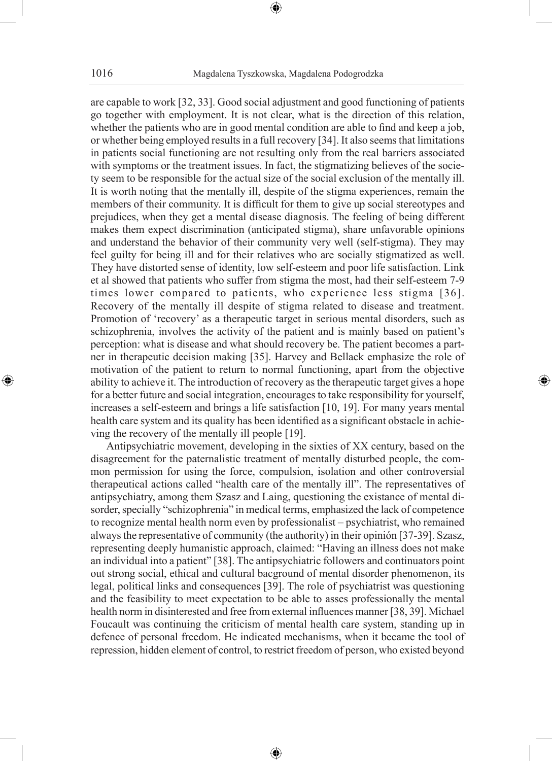are capable to work [32, 33]. Good social adjustment and good functioning of patients go together with employment. It is not clear, what is the direction of this relation, whether the patients who are in good mental condition are able to find and keep a job, or whether being employed results in a full recovery [34]. It also seems that limitations in patients social functioning are not resulting only from the real barriers associated with symptoms or the treatment issues. In fact, the stigmatizing believes of the society seem to be responsible for the actual size of the social exclusion of the mentally ill. It is worth noting that the mentally ill, despite of the stigma experiences, remain the members of their community. It is difficult for them to give up social stereotypes and prejudices, when they get a mental disease diagnosis. The feeling of being different makes them expect discrimination (anticipated stigma), share unfavorable opinions and understand the behavior of their community very well (self-stigma). They may feel guilty for being ill and for their relatives who are socially stigmatized as well. They have distorted sense of identity, low self-esteem and poor life satisfaction. Link et al showed that patients who suffer from stigma the most, had their self-esteem 7-9 times lower compared to patients, who experience less stigma [36]. Recovery of the mentally ill despite of stigma related to disease and treatment. Promotion of 'recovery' as a therapeutic target in serious mental disorders, such as schizophrenia, involves the activity of the patient and is mainly based on patient's perception: what is disease and what should recovery be. The patient becomes a partner in therapeutic decision making [35]. Harvey and Bellack emphasize the role of motivation of the patient to return to normal functioning, apart from the objective ability to achieve it. The introduction of recovery as the therapeutic target gives a hope for a better future and social integration, encourages to take responsibility for yourself, increases a self-esteem and brings a life satisfaction [10, 19]. For many years mental health care system and its quality has been identified as a significant obstacle in achieving the recovery of the mentally ill people [19].

Antipsychiatric movement, developing in the sixties of XX century, based on the disagreement for the paternalistic treatment of mentally disturbed people, the common permission for using the force, compulsion, isolation and other controversial therapeutical actions called "health care of the mentally ill". The representatives of antipsychiatry, among them Szasz and Laing, questioning the existance of mental disorder, specially "schizophrenia" in medical terms, emphasized the lack of competence to recognize mental health norm even by professionalist – psychiatrist, who remained always the representative of community (the authority) in their opinión [37-39]. Szasz, representing deeply humanistic approach, claimed: "Having an illness does not make an individual into a patient" [38]. The antipsychiatric followers and continuators point out strong social, ethical and cultural bacground of mental disorder phenomenon, its legal, political links and consequences [39]. The role of psychiatrist was questioning and the feasibility to meet expectation to be able to asses professionally the mental health norm in disinterested and free from external influences manner [38, 39]. Michael Foucault was continuing the criticism of mental health care system, standing up in defence of personal freedom. He indicated mechanisms, when it became the tool of repression, hidden element of control, to restrict freedom of person, who existed beyond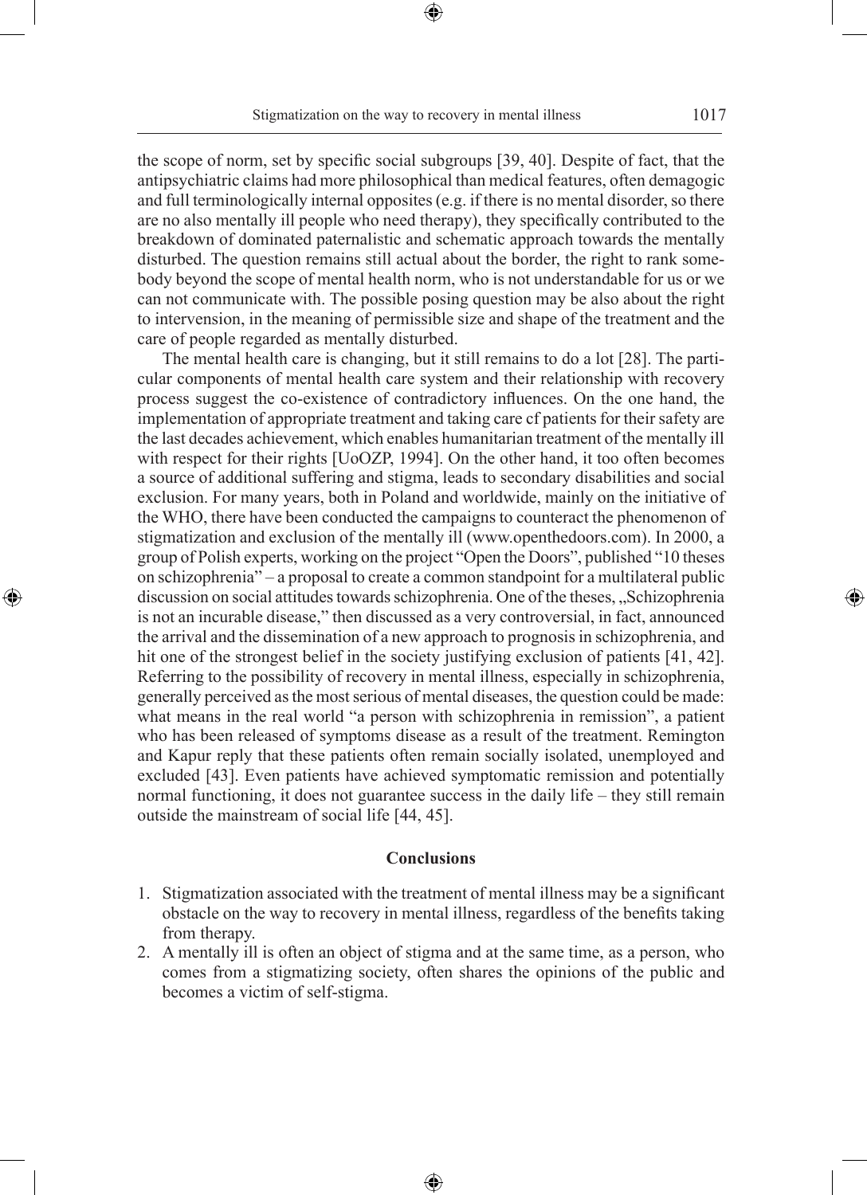the scope of norm, set by specific social subgroups [39, 40]. Despite of fact, that the antipsychiatric claims had more philosophical than medical features, often demagogic and full terminologically internal opposites (e.g. if there is no mental disorder, so there are no also mentally ill people who need therapy), they specifically contributed to the breakdown of dominated paternalistic and schematic approach towards the mentally disturbed. The question remains still actual about the border, the right to rank somebody beyond the scope of mental health norm, who is not understandable for us or we can not communicate with. The possible posing question may be also about the right to intervension, in the meaning of permissible size and shape of the treatment and the care of people regarded as mentally disturbed.

The mental health care is changing, but it still remains to do a lot [28]. The particular components of mental health care system and their relationship with recovery process suggest the co-existence of contradictory influences. On the one hand, the implementation of appropriate treatment and taking care cf patients for their safety are the last decades achievement, which enables humanitarian treatment of the mentally ill with respect for their rights [UoOZP, 1994]. On the other hand, it too often becomes a source of additional suffering and stigma, leads to secondary disabilities and social exclusion. For many years, both in Poland and worldwide, mainly on the initiative of the WHO, there have been conducted the campaigns to counteract the phenomenon of stigmatization and exclusion of the mentally ill (www.openthedoors.com). In 2000, a group of Polish experts, working on the project "Open the Doors", published "10 theses on schizophrenia" – a proposal to create a common standpoint for a multilateral public discussion on social attitudes towards schizophrenia. One of the theses, „Schizophrenia is not an incurable disease," then discussed as a very controversial, in fact, announced the arrival and the dissemination of a new approach to prognosis in schizophrenia, and hit one of the strongest belief in the society justifying exclusion of patients [41, 42]. Referring to the possibility of recovery in mental illness, especially in schizophrenia, generally perceived as the most serious of mental diseases, the question could be made: what means in the real world "a person with schizophrenia in remission", a patient who has been released of symptoms disease as a result of the treatment. Remington and Kapur reply that these patients often remain socially isolated, unemployed and excluded [43]. Even patients have achieved symptomatic remission and potentially normal functioning, it does not guarantee success in the daily life – they still remain outside the mainstream of social life [44, 45].

## Conclusions

1. Stigmatization associated with the treatment of mental illness may be a significant obstacle on the way to recovery in mental illness, regardless of the benefits taking from therapy.
2. A mentally ill is often an object of stigma and at the same time, as a person, who comes from a stigmatizing society, often shares the opinions of the public and becomes a victim of self-stigma.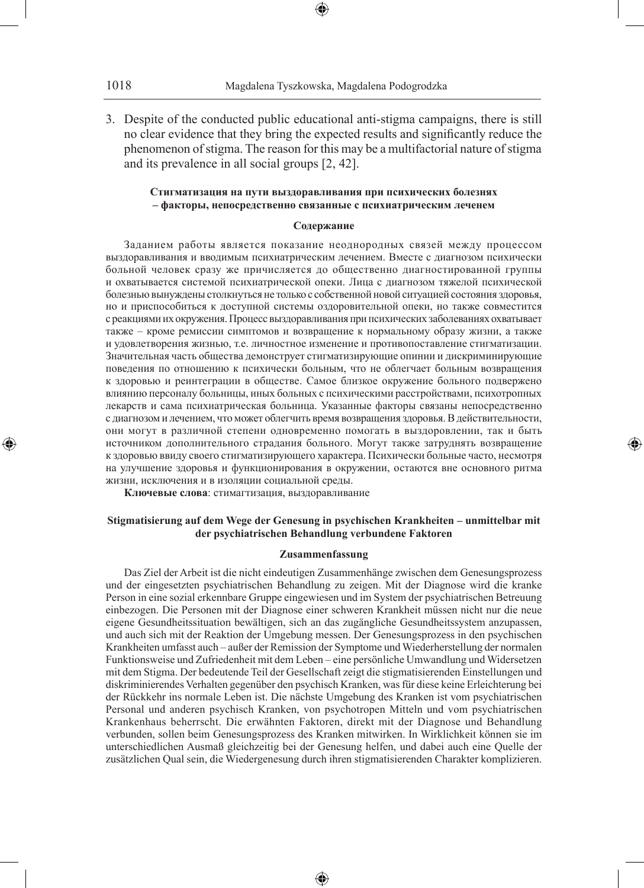3. Despite of the conducted public educational anti-stigma campaigns, there is still no clear evidence that they bring the expected results and significantly reduce the phenomenon of stigma. The reason for this may be a multifactorial nature of stigma and its prevalence in all social groups [2, 42].

**Стигматизация на пути выздоравливания при психических болезнях – факторы, непосредственно связанные с психиатрическим леченем**

**Содержание**

Заданием работы является показание неоднородных связей между процессом выздоравливания и вводимым психиатрическим лечением. Вместе с диагнозом психически больной человек сразу же причисляется до общественно диагностированной группы и охватывается системой психиатрической опеки. Лица с диагнозом тяжелой психической болезнью вынуждены столкнуться не только с собственной новой ситуацией состояния здоровья, но и приспособиться к доступной системы оздоровительной опеки, но также совместится с реакциями их окружения. Процесс выздоравливания при психических заболеваниях охватывает также – кроме ремиссии симптомов и возвращение к нормальному образу жизни, а также и удовлетворения жизнью, т.е. личностное изменение и противопоставление стигматизации. Значительная часть общества демонструет стигматизирующие опинии и дискриминирующие поведения по отношению к психически больным, что не облегчает больным возвращения к здоровью и реинтеграции в обществе. Самое близкое окружение больного подвержено влиянию персоналу больницы, иных больных с психическими расстройствами, психотропных лекарств и сама психиатрическая больница. Указанные факторы связаны непосредственно с диагнозом и лечением, что может облегчить время возвращения здоровья. В действительности, они могут в различной степени одновременно помогать в выздоровлении, так и быть источником дополнительного страдания больного. Могут также затруднять возвращение к здоровью ввиду своего стигматизирующего характера. Психически больные часто, несмотря на улучшение здоровья и функционирования в окружении, остаются вне основного ритма жизни, исключения и в изоляции социальной среды.

**Ключевые слова**: стимагтизация, выздоравливание

**Stigmatisierung auf dem Wege der Genesung in psychischen Krankheiten – unmittelbar mit der psychiatrischen Behandlung verbundene Faktoren**

**Zusammenfassung**

Das Ziel der Arbeit ist die nicht eindeutigen Zusammenhänge zwischen dem Genesungsprozess und der eingesetzten psychiatrischen Behandlung zu zeigen. Mit der Diagnose wird die kranke Person in eine sozial erkennbare Gruppe eingewiesen und im System der psychiatrischen Betreuung einbezogen. Die Personen mit der Diagnose einer schweren Krankheit müssen nicht nur die neue eigene Gesundheitssituation bewältigen, sich an das zugängliche Gesundheitssystem anzupassen, und auch sich mit der Reaktion der Umgebung messen. Der Genesungsprozess in den psychischen Krankheiten umfasst auch – außer der Remission der Symptome und Wiederherstellung der normalen Funktionsweise und Zufriedenheit mit dem Leben – eine persönliche Umwandlung und Widersetzen mit dem Stigma. Der bedeutende Teil der Gesellschaft zeigt die stigmatisierenden Einstellungen und diskriminierendes Verhalten gegenüber den psychisch Kranken, was für diese keine Erleichterung bei der Rückkehr ins normale Leben ist. Die nächste Umgebung des Kranken ist vom psychiatrischen Personal und anderen psychisch Kranken, von psychotropen Mitteln und vom psychiatrischen Krankenhaus beherrscht. Die erwähnten Faktoren, direkt mit der Diagnose und Behandlung verbunden, sollen beim Genesungsprozess des Kranken mitwirken. In Wirklichkeit können sie im unterschiedlichen Ausmaß gleichzeitig bei der Genesung helfen, und dabei auch eine Quelle der zusätzlichen Qual sein, die Wiedergenesung durch ihren stigmatisierenden Charakter komplizieren.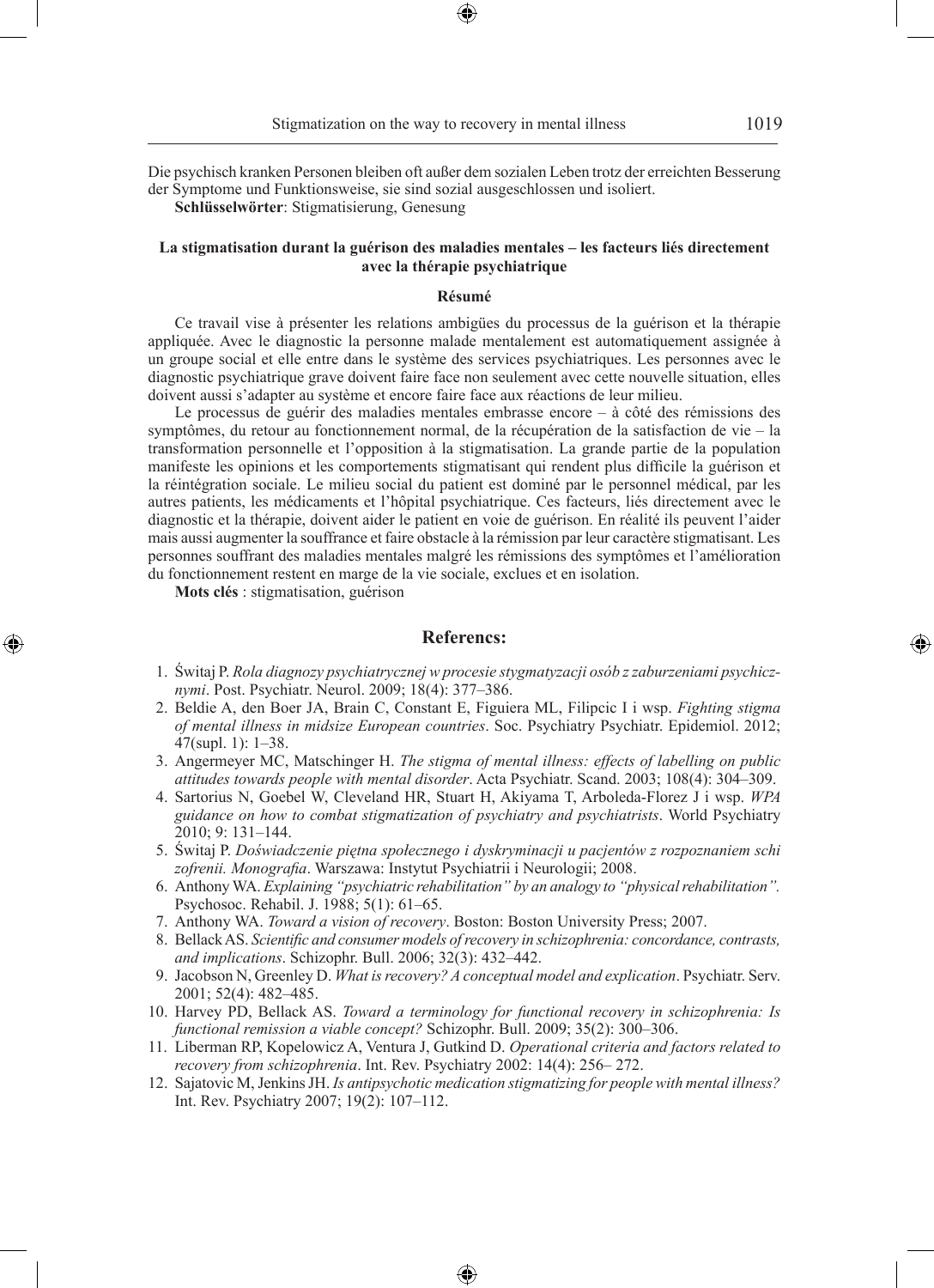Die psychisch kranken Personen bleiben oft außer dem sozialen Leben trotz der erreichten Besserung der Symptome und Funktionsweise, sie sind sozial ausgeschlossen und isoliert.

**Schlüsselwörter**: Stigmatisierung, Genesung

### La stigmatisation durant la guérison des maladies mentales – les facteurs liés directement avec la thérapie psychiatrique

#### Résumé

Ce travail vise à présenter les relations ambigües du processus de la guérison et la thérapie appliquée. Avec le diagnostic la personne malade mentalement est automatiquement assignée à un groupe social et elle entre dans le système des services psychiatriques. Les personnes avec le diagnostic psychiatrique grave doivent faire face non seulement avec cette nouvelle situation, elles doivent aussi s'adapter au système et encore faire face aux réactions de leur milieu.

Le processus de guérir des maladies mentales embrasse encore – à côté des rémissions des symptômes, du retour au fonctionnement normal, de la récupération de la satisfaction de vie – la transformation personnelle et l'opposition à la stigmatisation. La grande partie de la population manifeste les opinions et les comportements stigmatisant qui rendent plus difficile la guérison et la réintégration sociale. Le milieu social du patient est dominé par le personnel médical, par les autres patients, les médicaments et l'hôpital psychiatrique. Ces facteurs, liés directement avec le diagnostic et la thérapie, doivent aider le patient en voie de guérison. En réalité ils peuvent l'aider mais aussi augmenter la souffrance et faire obstacle à la rémission par leur caractère stigmatisant. Les personnes souffrant des maladies mentales malgré les rémissions des symptômes et l'amélioration du fonctionnement restent en marge de la vie sociale, exclues et en isolation.

**Mots clés** : stigmatisation, guérison

## Referencs:

1. Świtaj P. *Rola diagnozy psychiatrycznej w procesie stygmatyzacji osób z zaburzeniami psychicznymi*. Post. Psychiatr. Neurol. 2009; 18(4): 377–386.
2. Beldie A, den Boer JA, Brain C, Constant E, Figuiera ML, Filipcic I i wsp. *Fighting stigma of mental illness in midsize European countries*. Soc. Psychiatry Psychiatr. Epidemiol. 2012; 47(supl. 1): 1–38.
3. Angermeyer MC, Matschinger H. *The stigma of mental illness: effects of labelling on public attitudes towards people with mental disorder*. Acta Psychiatr. Scand. 2003; 108(4): 304–309.
4. Sartorius N, Goebel W, Cleveland HR, Stuart H, Akiyama T, Arboleda-Florez J i wsp. *WPA guidance on how to combat stigmatization of psychiatry and psychiatrists*. World Psychiatry 2010; 9: 131–144.
5. Świtaj P. *Doświadczenie piętna społecznego i dyskryminacji u pacjentów z rozpoznaniem schizofrenii. Monografia*. Warszawa: Instytut Psychiatrii i Neurologii; 2008.
6. Anthony WA. *Explaining "psychiatric rehabilitation" by an analogy to "physical rehabilitation".* Psychosoc. Rehabil. J. 1988; 5(1): 61–65.
7. Anthony WA. *Toward a vision of recovery*. Boston: Boston University Press; 2007.
8. Bellack AS. *Scientific and consumer models of recovery in schizophrenia: concordance, contrasts, and implications*. Schizophr. Bull. 2006; 32(3): 432–442.
9. Jacobson N, Greenley D. *What is recovery? A conceptual model and explication*. Psychiatr. Serv. 2001; 52(4): 482–485.
10. Harvey PD, Bellack AS. *Toward a terminology for functional recovery in schizophrenia: Is functional remission a viable concept?* Schizophr. Bull. 2009; 35(2): 300–306.
11. Liberman RP, Kopelowicz A, Ventura J, Gutkind D. *Operational criteria and factors related to recovery from schizophrenia*. Int. Rev. Psychiatry 2002: 14(4): 256– 272.
12. Sajatovic M, Jenkins JH. *Is antipsychotic medication stigmatizing for people with mental illness?* Int. Rev. Psychiatry 2007; 19(2): 107–112.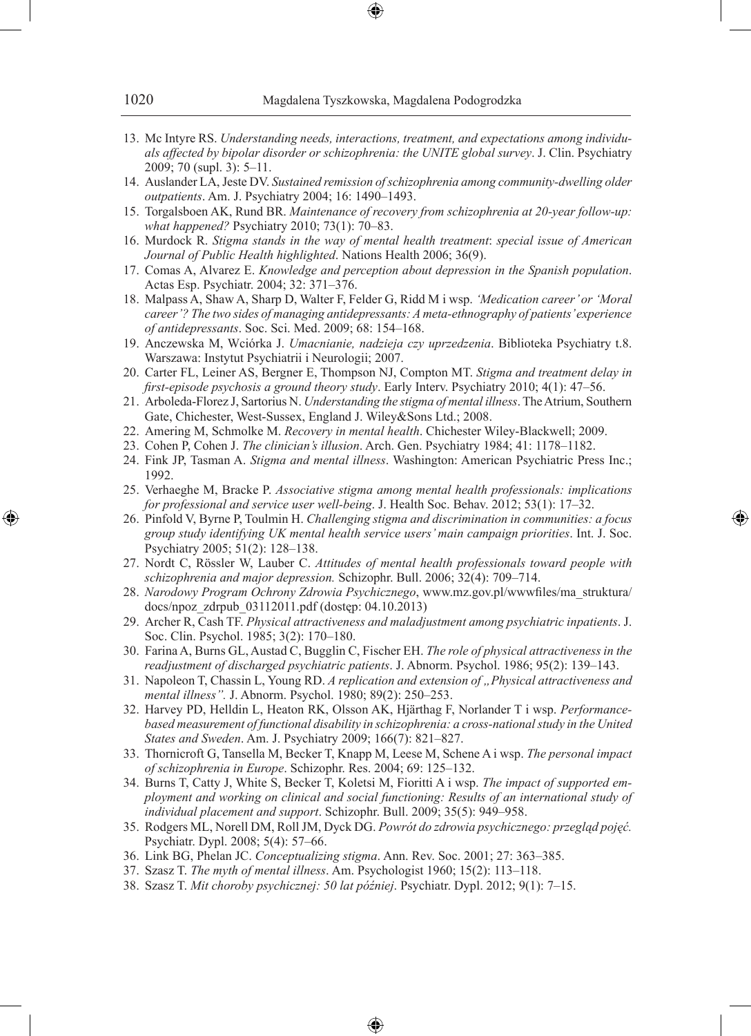13. Mc Intyre RS. *Understanding needs, interactions, treatment, and expectations among individuals affected by bipolar disorder or schizophrenia: the UNITE global survey*. J. Clin. Psychiatry 2009; 70 (supl. 3): 5–11.
14. Auslander LA, Jeste DV. *Sustained remission of schizophrenia among community-dwelling older outpatients*. Am. J. Psychiatry 2004; 16: 1490–1493.
15. Torgalsboen AK, Rund BR. *Maintenance of recovery from schizophrenia at 20-year follow-up: what happened?* Psychiatry 2010; 73(1): 70–83.
16. Murdock R. *Stigma stands in the way of mental health treatment*: *special issue of American Journal of Public Health highlighted*. Nations Health 2006; 36(9).
17. Comas A, Alvarez E. *Knowledge and perception about depression in the Spanish population*. Actas Esp. Psychiatr. 2004; 32: 371–376.
18. Malpass A, Shaw A, Sharp D, Walter F, Felder G, Ridd M i wsp. *'Medication career' or 'Moral career'? The two sides of managing antidepressants: A meta-ethnography of patients' experience of antidepressants*. Soc. Sci. Med. 2009; 68: 154–168.
19. Anczewska M, Wciórka J. *Umacnianie, nadzieja czy uprzedzenia*. Biblioteka Psychiatry t.8. Warszawa: Instytut Psychiatrii i Neurologii; 2007.
20. Carter FL, Leiner AS, Bergner E, Thompson NJ, Compton MT. *Stigma and treatment delay in first-episode psychosis a ground theory study*. Early Interv. Psychiatry 2010; 4(1): 47–56.
21. Arboleda-Florez J, Sartorius N. *Understanding the stigma of mental illness*. The Atrium, Southern Gate, Chichester, West-Sussex, England J. Wiley&Sons Ltd.; 2008.
22. Amering M, Schmolke M. *Recovery in mental health*. Chichester Wiley-Blackwell; 2009.
23. Cohen P, Cohen J. *The clinician's illusion*. Arch. Gen. Psychiatry 1984; 41: 1178–1182.
24. Fink JP, Tasman A. *Stigma and mental illness*. Washington: American Psychiatric Press Inc.; 1992.
25. Verhaeghe M, Bracke P. *Associative stigma among mental health professionals: implications for professional and service user well-being*. J. Health Soc. Behav. 2012; 53(1): 17–32.
26. Pinfold V, Byrne P, Toulmin H. *Challenging stigma and discrimination in communities: a focus group study identifying UK mental health service users' main campaign priorities*. Int. J. Soc. Psychiatry 2005; 51(2): 128–138.
27. Nordt C, Rössler W, Lauber C. *Attitudes of mental health professionals toward people with schizophrenia and major depression.* Schizophr. Bull. 2006; 32(4): 709–714.
28. *Narodowy Program Ochrony Zdrowia Psychicznego*, www.mz.gov.pl/wwwfiles/ma_struktura/docs/npoz_zdrpub_03112011.pdf (dostęp: 04.10.2013)
29. Archer R, Cash TF. *Physical attractiveness and maladjustment among psychiatric inpatients*. J. Soc. Clin. Psychol. 1985; 3(2): 170–180.
30. Farina A, Burns GL, Austad C, Bugglin C, Fischer EH. *The role of physical attractiveness in the readjustment of discharged psychiatric patients*. J. Abnorm. Psychol. 1986; 95(2): 139–143.
31. Napoleon T, Chassin L, Young RD. *A replication and extension of „Physical attractiveness and mental illness".* J. Abnorm. Psychol. 1980; 89(2): 250–253.
32. Harvey PD, Helldin L, Heaton RK, Olsson AK, Hjärthag F, Norlander T i wsp. *Performance-based measurement of functional disability in schizophrenia: a cross-national study in the United States and Sweden*. Am. J. Psychiatry 2009; 166(7): 821–827.
33. Thornicroft G, Tansella M, Becker T, Knapp M, Leese M, Schene A i wsp. *The personal impact of schizophrenia in Europe*. Schizophr. Res. 2004; 69: 125–132.
34. Burns T, Catty J, White S, Becker T, Koletsi M, Fioritti A i wsp. *The impact of supported employment and working on clinical and social functioning: Results of an international study of individual placement and support*. Schizophr. Bull. 2009; 35(5): 949–958.
35. Rodgers ML, Norell DM, Roll JM, Dyck DG. *Powrót do zdrowia psychicznego: przegląd pojęć.* Psychiatr. Dypl. 2008; 5(4): 57–66.
36. Link BG, Phelan JC. *Conceptualizing stigma*. Ann. Rev. Soc. 2001; 27: 363–385.
37. Szasz T. *The myth of mental illness*. Am. Psychologist 1960; 15(2): 113–118.
38. Szasz T. *Mit choroby psychicznej: 50 lat później*. Psychiatr. Dypl. 2012; 9(1): 7–15.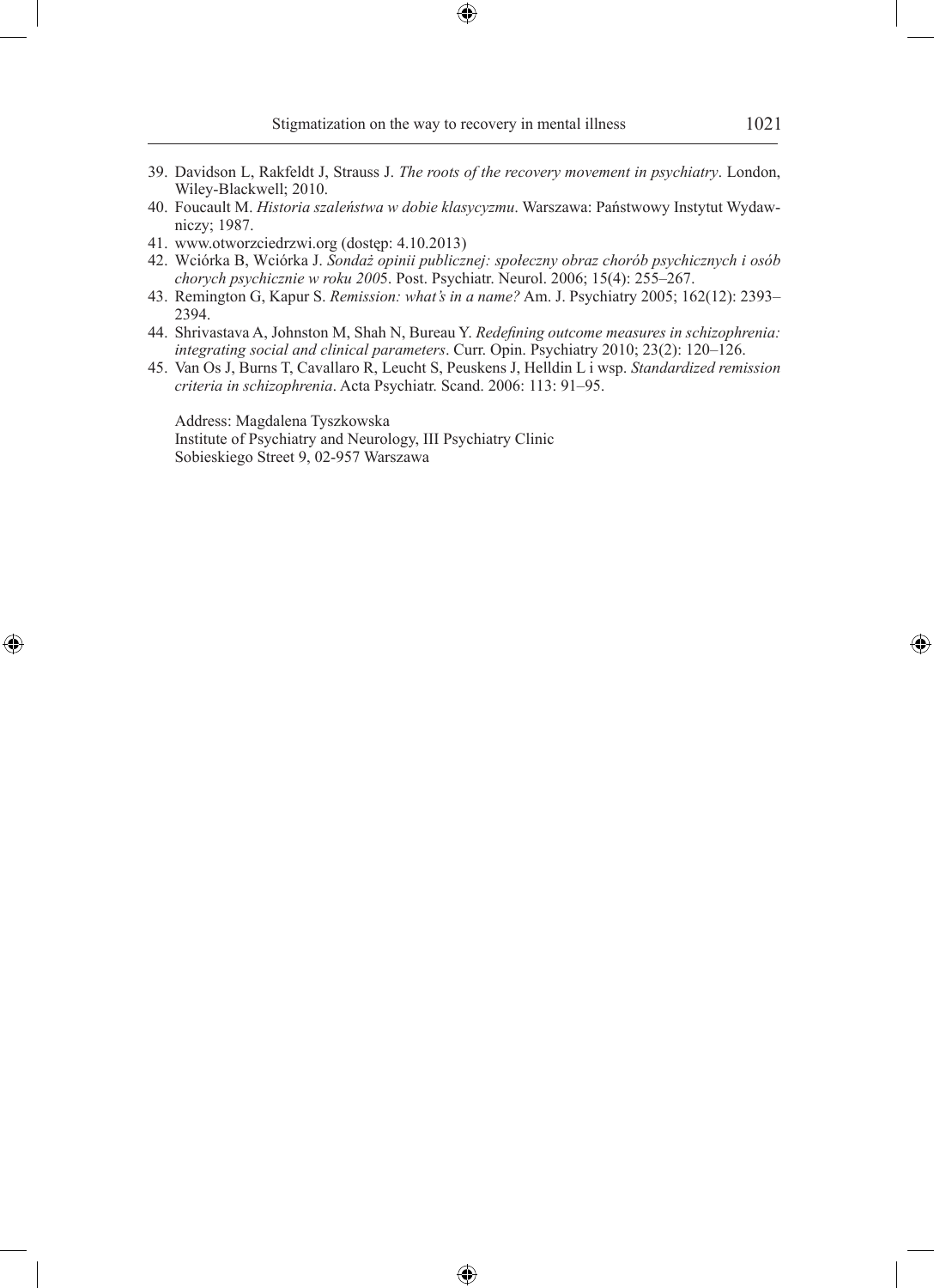39. Davidson L, Rakfeldt J, Strauss J. *The roots of the recovery movement in psychiatry*. London, Wiley-Blackwell; 2010.
40. Foucault M. *Historia szaleństwa w dobie klasycyzmu*. Warszawa: Państwowy Instytut Wydawniczy; 1987.
41. www.otworzciedrzwi.org (dostęp: 4.10.2013)
42. Wciórka B, Wciórka J. *Sondaż opinii publicznej: społeczny obraz chorób psychicznych i osób chorych psychicznie w roku 2005*. Post. Psychiatr. Neurol. 2006; 15(4): 255–267.
43. Remington G, Kapur S. *Remission: what's in a name?* Am. J. Psychiatry 2005; 162(12): 2393–2394.
44. Shrivastava A, Johnston M, Shah N, Bureau Y. *Redefining outcome measures in schizophrenia: integrating social and clinical parameters*. Curr. Opin. Psychiatry 2010; 23(2): 120–126.
45. Van Os J, Burns T, Cavallaro R, Leucht S, Peuskens J, Helldin L i wsp. *Standardized remission criteria in schizophrenia*. Acta Psychiatr. Scand. 2006: 113: 91–95.

Address: Magdalena Tyszkowska
Institute of Psychiatry and Neurology, III Psychiatry Clinic
Sobieskiego Street 9, 02-957 Warszawa